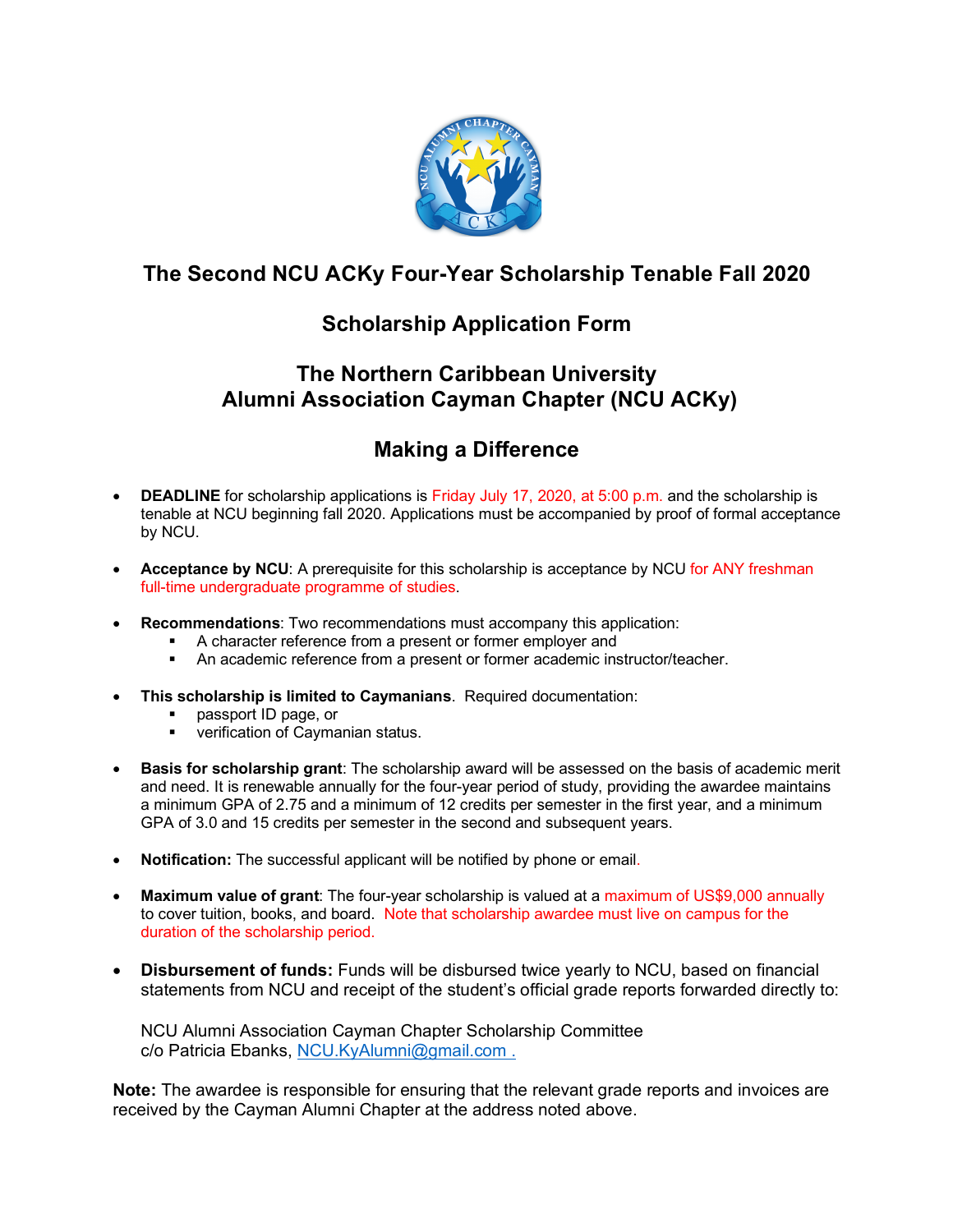# The Second NCU ACKy Four-Year Scholarship Tenable Fall 2020

## Scholarship Application Form

## The Northern Caribbean University Alumni Association Cayman Chapter (NCU ACKy)

## Making a Difference

- **DEADLINE** for scholarship applications is Friday July 17, 2020, at 5:00 p.m. and the scholarship is tenable at NCU beginning fall 2020. Applications must be accompanied by proof of formal acceptance by NCU.

- **Acceptance by NCU**: A prerequisite for this scholarship is acceptance by NCU for ANY freshman full-time undergraduate programme of studies.

- **Recommendations**: Two recommendations must accompany this application:
  - A character reference from a present or former employer and
  - An academic reference from a present or former academic instructor/teacher.

- **This scholarship is limited to Caymanians**. Required documentation:
  - passport ID page, or
  - verification of Caymanian status.

- **Basis for scholarship grant**: The scholarship award will be assessed on the basis of academic merit and need. It is renewable annually for the four-year period of study, providing the awardee maintains a minimum GPA of 2.75 and a minimum of 12 credits per semester in the first year, and a minimum GPA of 3.0 and 15 credits per semester in the second and subsequent years.

- **Notification:** The successful applicant will be notified by phone or email.

- **Maximum value of grant**: The four-year scholarship is valued at a maximum of US$9,000 annually to cover tuition, books, and board. Note that scholarship awardee must live on campus for the duration of the scholarship period.

- **Disbursement of funds:** Funds will be disbursed twice yearly to NCU, based on financial statements from NCU and receipt of the student's official grade reports forwarded directly to:

  NCU Alumni Association Cayman Chapter Scholarship Committee
  c/o Patricia Ebanks, NCU.KyAlumni@gmail.com .

**Note:** The awardee is responsible for ensuring that the relevant grade reports and invoices are received by the Cayman Alumni Chapter at the address noted above.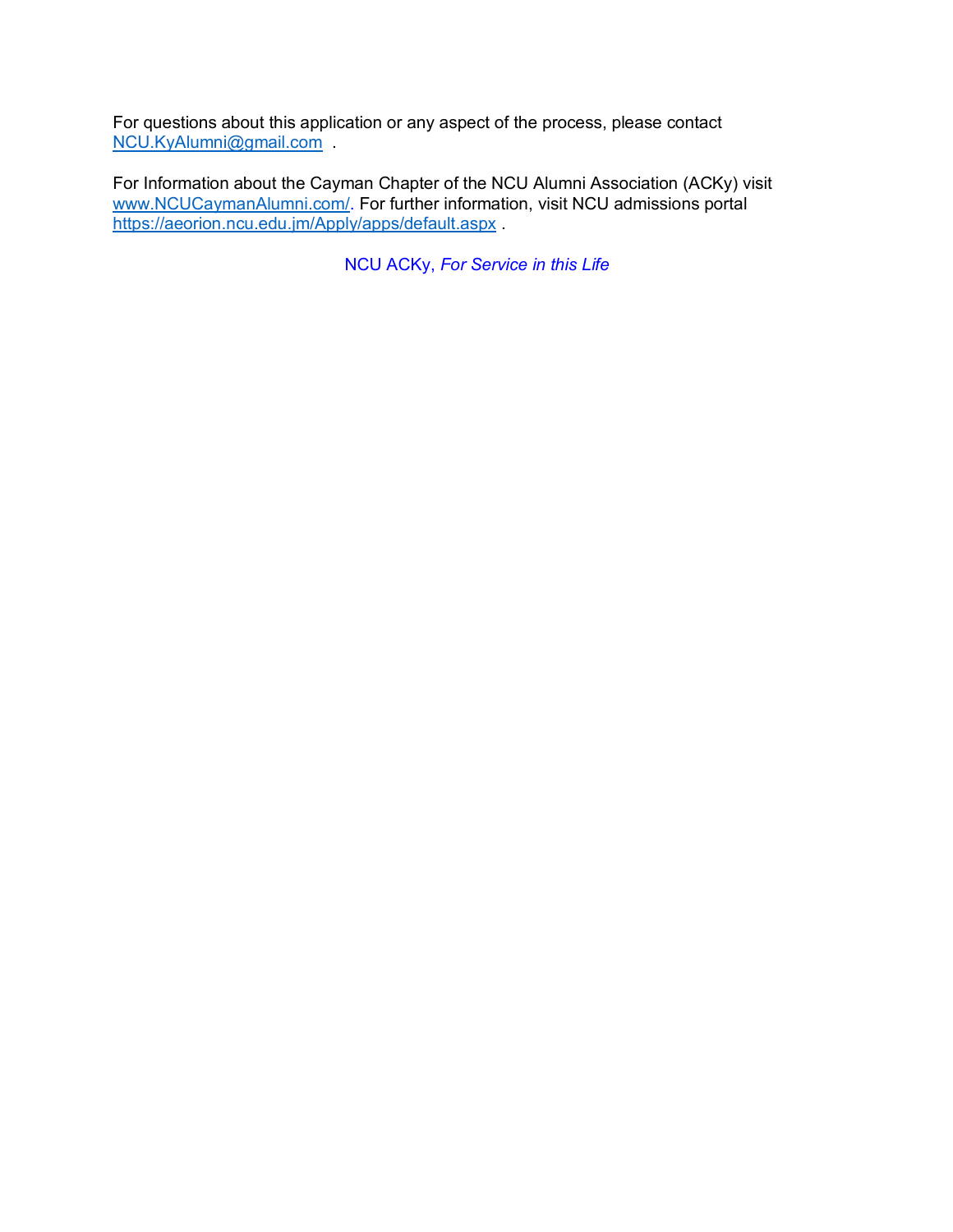For questions about this application or any aspect of the process, please contact [NCU.KyAlumni@gmail.com](mailto:NCU.KyAlumni@gmail.com) .

For Information about the Cayman Chapter of the NCU Alumni Association (ACKy) visit [www.NCUCaymanAlumni.com/](http://www.NCUCaymanAlumni.com/). For further information, visit NCU admissions portal [https://aeorion.ncu.edu.jm/Apply/apps/default.aspx](https://aeorion.ncu.edu.jm/Apply/apps/default.aspx) .

NCU ACKy, *For Service in this Life*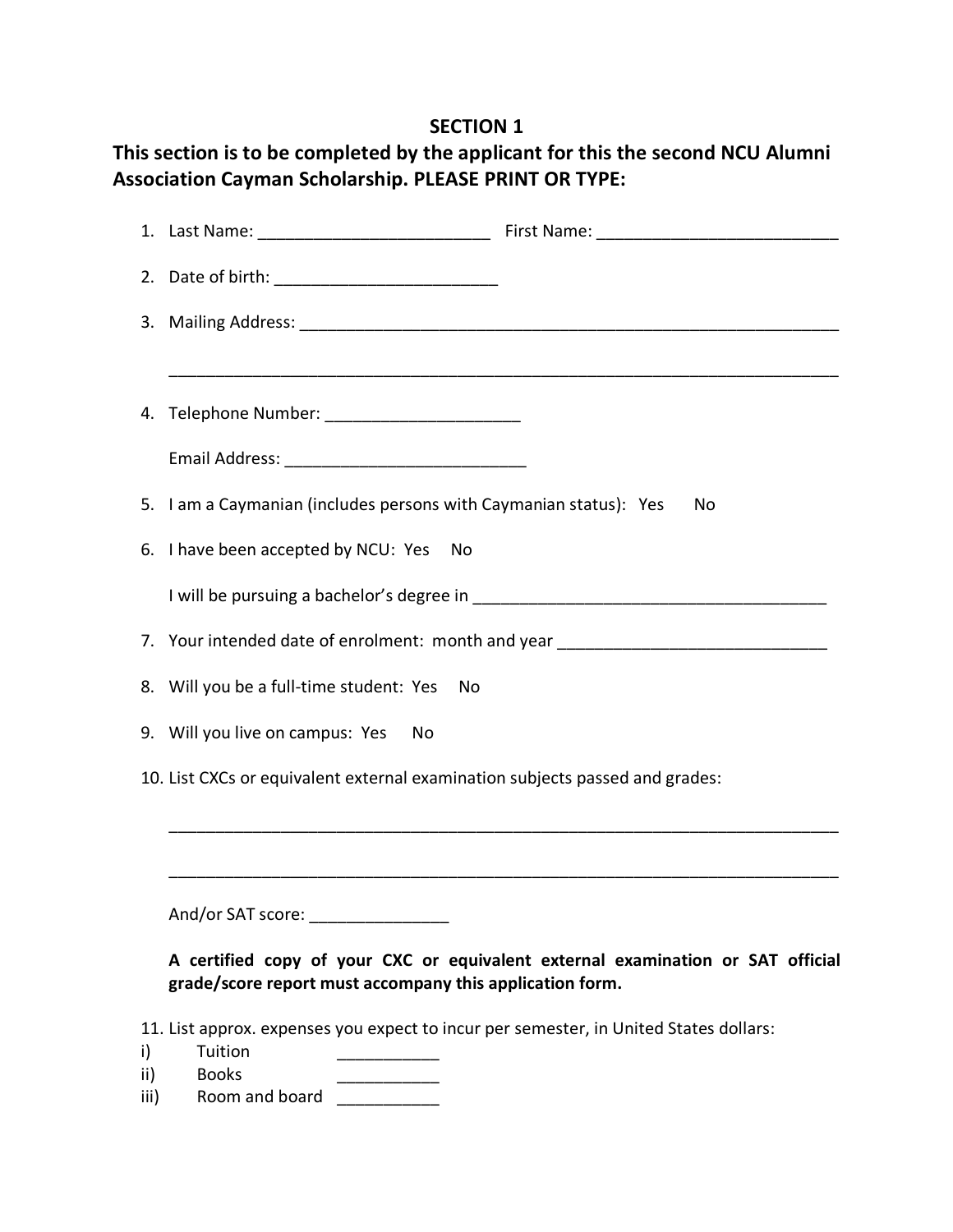## SECTION 1

**This section is to be completed by the applicant for this the second NCU Alumni Association Cayman Scholarship. PLEASE PRINT OR TYPE:**

1. Last Name: _________________________ First Name: _________________________

2. Date of birth: ________________________

3. Mailing Address: ___________________________________________________________

   _________________________________________________________________________

4. Telephone Number: _____________________

   Email Address: __________________________

5. I am a Caymanian (includes persons with Caymanian status): Yes No

6. I have been accepted by NCU: Yes No

   I will be pursuing a bachelor's degree in ______________________________________

7. Your intended date of enrolment: month and year _____________________________

8. Will you be a full-time student: Yes No

9. Will you live on campus: Yes No

10. List CXCs or equivalent external examination subjects passed and grades:

    _________________________________________________________________________

    _________________________________________________________________________

    And/or SAT score: _______________

    **A certified copy of your CXC or equivalent external examination or SAT official grade/score report must accompany this application form.**

11. List approx. expenses you expect to incur per semester, in United States dollars:

i) Tuition ___________

ii) Books ___________

iii) Room and board ___________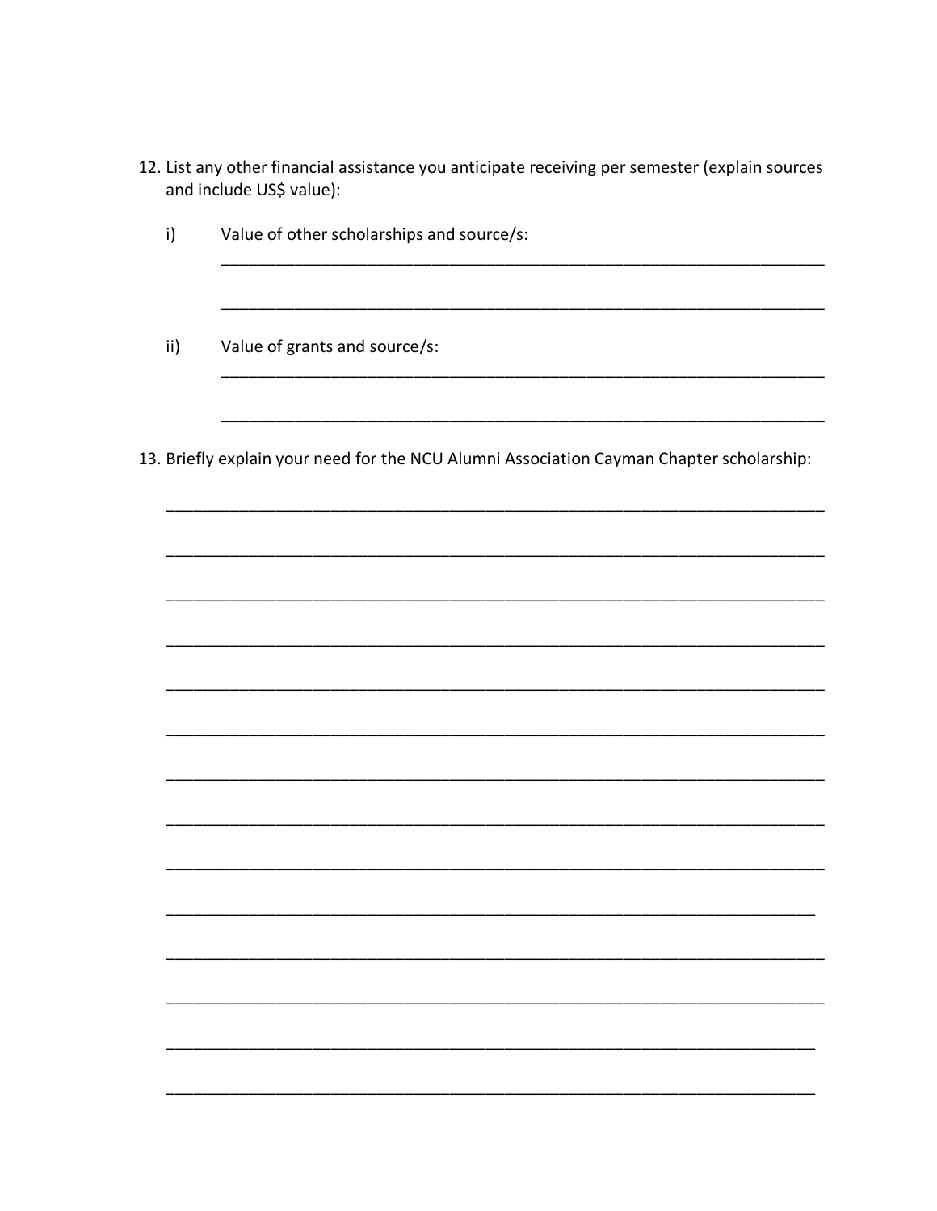12. List any other financial assistance you anticipate receiving per semester (explain sources and include US$ value):

    i) Value of other scholarships and source/s:
    
    ______________________________________________________________________

    ______________________________________________________________________

    ii) Value of grants and source/s:
    
    ______________________________________________________________________

    ______________________________________________________________________

13. Briefly explain your need for the NCU Alumni Association Cayman Chapter scholarship:

    ______________________________________________________________________

    ______________________________________________________________________

    ______________________________________________________________________

    ______________________________________________________________________

    ______________________________________________________________________

    ______________________________________________________________________

    ______________________________________________________________________

    ______________________________________________________________________

    ______________________________________________________________________

    ______________________________________________________________________

    ______________________________________________________________________

    ______________________________________________________________________

    ______________________________________________________________________

    ______________________________________________________________________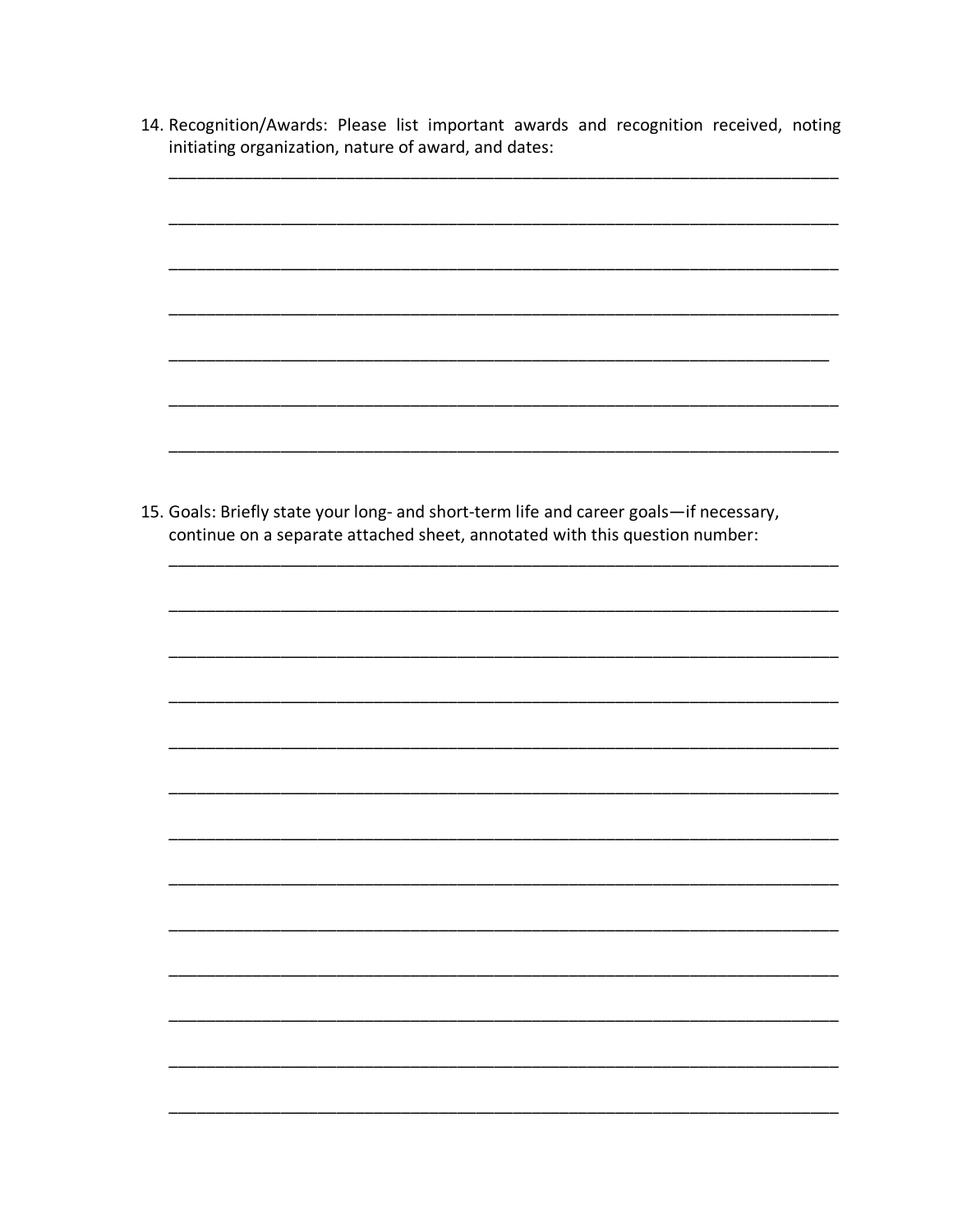14. Recognition/Awards: Please list important awards and recognition received, noting initiating organization, nature of award, and dates:

___________________________________________________________________________

___________________________________________________________________________

___________________________________________________________________________

___________________________________________________________________________

___________________________________________________________________________

___________________________________________________________________________

___________________________________________________________________________

15. Goals: Briefly state your long- and short-term life and career goals—if necessary, continue on a separate attached sheet, annotated with this question number:

___________________________________________________________________________

___________________________________________________________________________

___________________________________________________________________________

___________________________________________________________________________

___________________________________________________________________________

___________________________________________________________________________

___________________________________________________________________________

___________________________________________________________________________

___________________________________________________________________________

___________________________________________________________________________

___________________________________________________________________________

___________________________________________________________________________

___________________________________________________________________________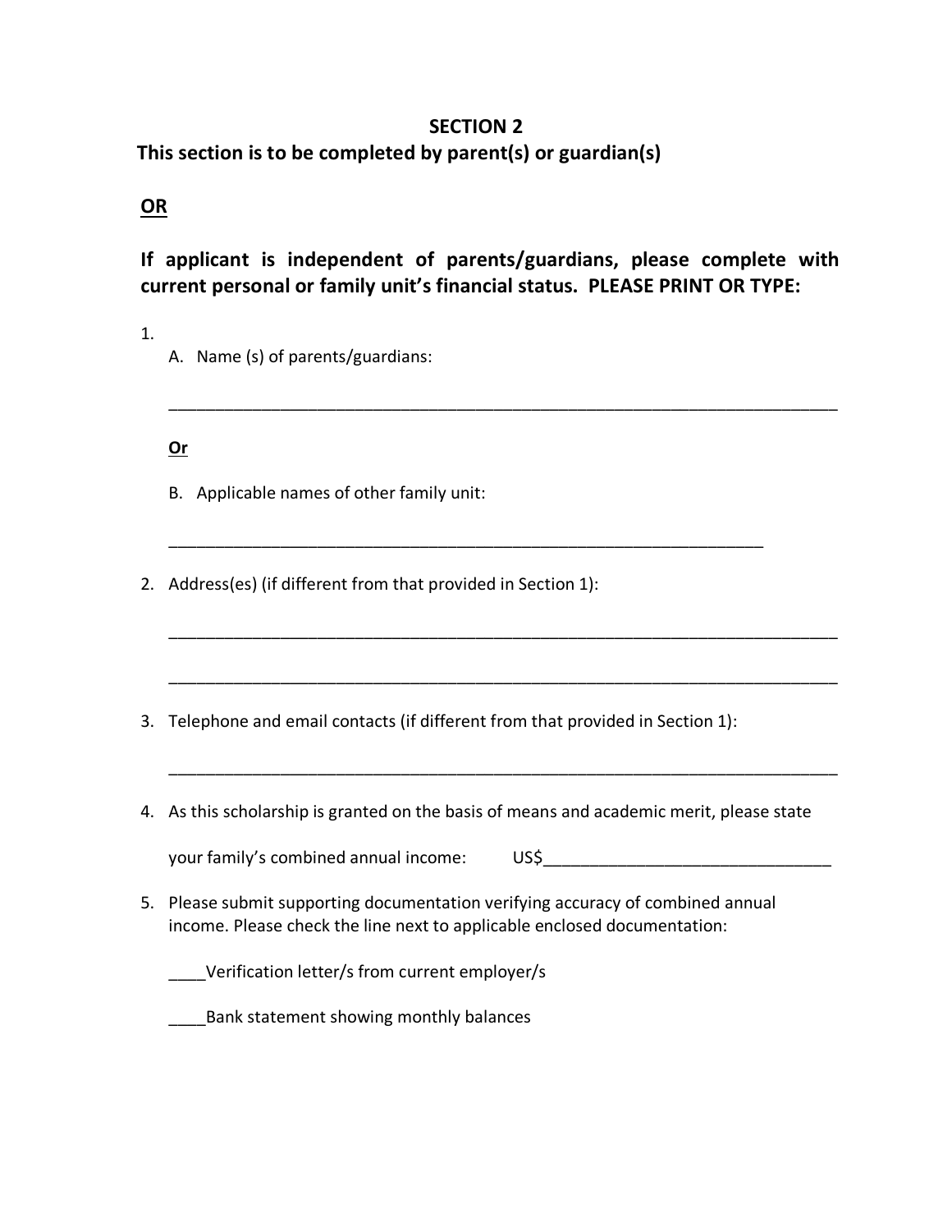## SECTION 2

**This section is to be completed by parent(s) or guardian(s)**

**OR**

**If applicant is independent of parents/guardians, please complete with current personal or family unit's financial status. PLEASE PRINT OR TYPE:**

1.
   A. Name (s) of parents/guardians:

   ___________________________________________________________________________

   **Or**

   B. Applicable names of other family unit:

   ___________________________________________________________________

2. Address(es) (if different from that provided in Section 1):

   ___________________________________________________________________________

   ___________________________________________________________________________

3. Telephone and email contacts (if different from that provided in Section 1):

   ___________________________________________________________________________

4. As this scholarship is granted on the basis of means and academic merit, please state

   your family's combined annual income: US$_______________________________

5. Please submit supporting documentation verifying accuracy of combined annual income. Please check the line next to applicable enclosed documentation:

   ____Verification letter/s from current employer/s

   ____Bank statement showing monthly balances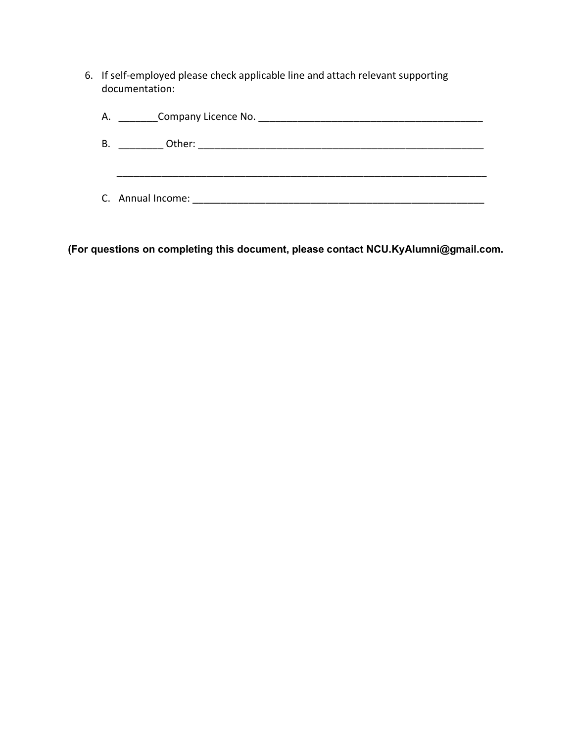6. If self-employed please check applicable line and attach relevant supporting documentation:

   A. _______Company Licence No. _________________________________________

   B. ________ Other: ______________________________________________________

   ______________________________________________________________________

   C. Annual Income: ______________________________________________________

**(For questions on completing this document, please contact NCU.KyAlumni@gmail.com.**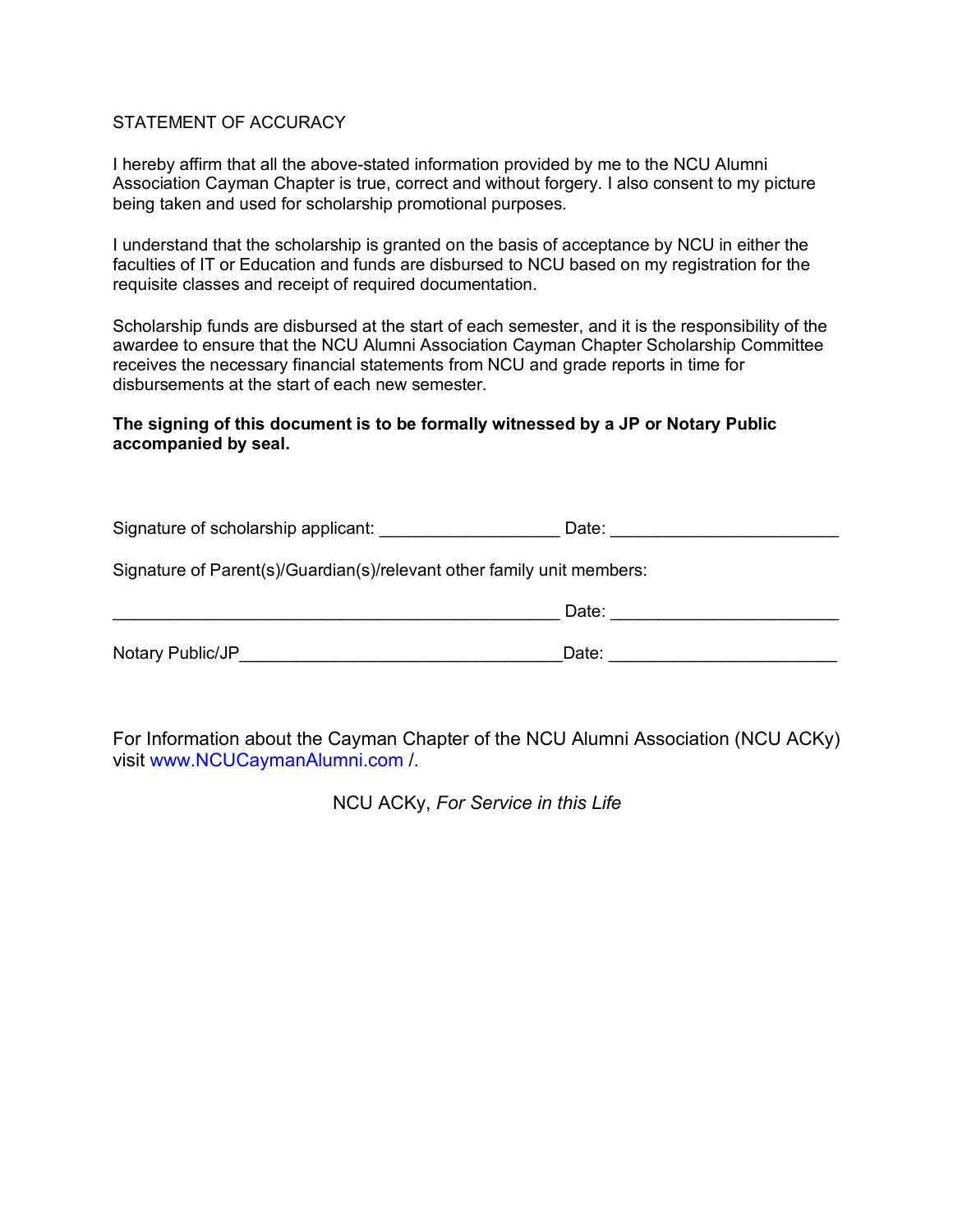STATEMENT OF ACCURACY

I hereby affirm that all the above-stated information provided by me to the NCU Alumni Association Cayman Chapter is true, correct and without forgery. I also consent to my picture being taken and used for scholarship promotional purposes.

I understand that the scholarship is granted on the basis of acceptance by NCU in either the faculties of IT or Education and funds are disbursed to NCU based on my registration for the requisite classes and receipt of required documentation.

Scholarship funds are disbursed at the start of each semester, and it is the responsibility of the awardee to ensure that the NCU Alumni Association Cayman Chapter Scholarship Committee receives the necessary financial statements from NCU and grade reports in time for disbursements at the start of each new semester.

**The signing of this document is to be formally witnessed by a JP or Notary Public accompanied by seal.**

Signature of scholarship applicant: ___________________ Date: ________________________

Signature of Parent(s)/Guardian(s)/relevant other family unit members:

_______________________________________________ Date: ________________________

Notary Public/JP__________________________________Date: ________________________

For Information about the Cayman Chapter of the NCU Alumni Association (NCU ACKy) visit www.NCUCaymanAlumni.com /.

NCU ACKy, *For Service in this Life*